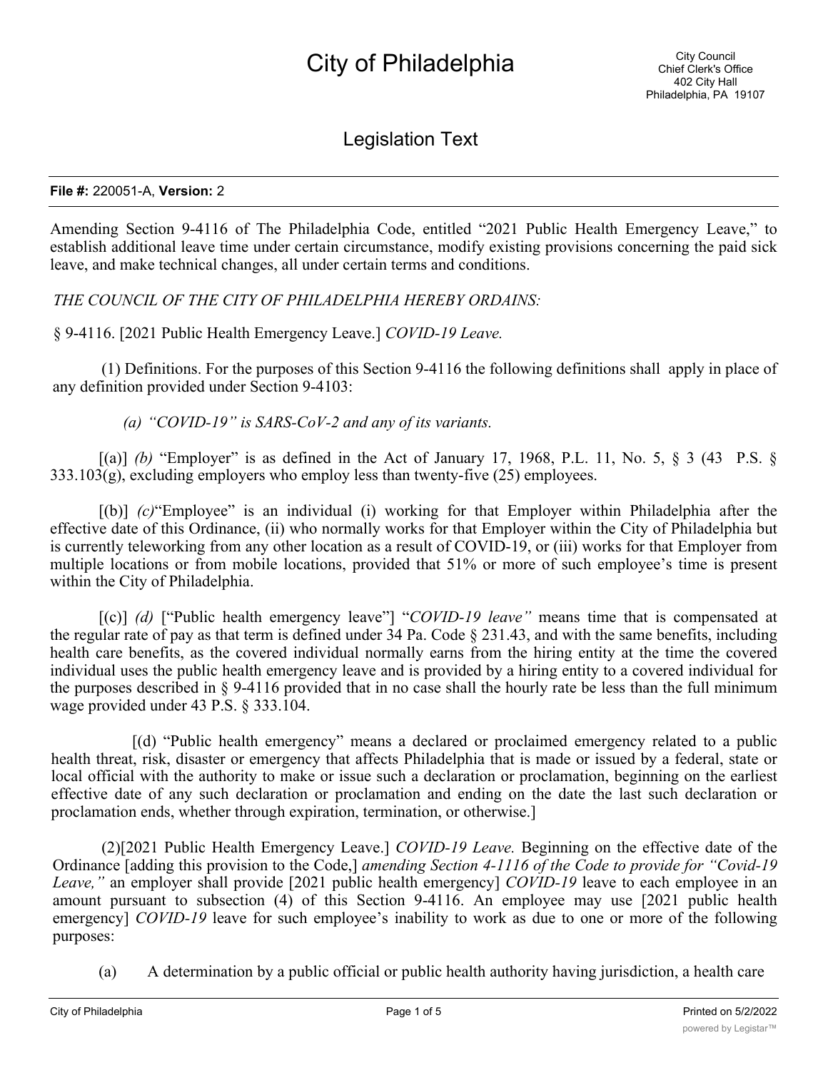# City of Philadelphia

City Council
Chief Clerk's Office
402 City Hall
Philadelphia, PA 19107

## Legislation Text

**File #:** 220051-A, **Version:** 2

Amending Section 9-4116 of The Philadelphia Code, entitled "2021 Public Health Emergency Leave," to establish additional leave time under certain circumstance, modify existing provisions concerning the paid sick leave, and make technical changes, all under certain terms and conditions.

*THE COUNCIL OF THE CITY OF PHILADELPHIA HEREBY ORDAINS:*

§ 9-4116. [2021 Public Health Emergency Leave.] *COVID-19 Leave.*

(1) Definitions. For the purposes of this Section 9-4116 the following definitions shall apply in place of any definition provided under Section 9-4103:

*(a) "COVID-19" is SARS-CoV-2 and any of its variants.*

[(a)] *(b)* "Employer" is as defined in the Act of January 17, 1968, P.L. 11, No. 5, § 3 (43 P.S. § 333.103(g), excluding employers who employ less than twenty-five (25) employees.

[(b)] *(c)*"Employee" is an individual (i) working for that Employer within Philadelphia after the effective date of this Ordinance, (ii) who normally works for that Employer within the City of Philadelphia but is currently teleworking from any other location as a result of COVID-19, or (iii) works for that Employer from multiple locations or from mobile locations, provided that 51% or more of such employee's time is present within the City of Philadelphia.

[(c)] *(d)* ["Public health emergency leave"] "*COVID-19 leave"* means time that is compensated at the regular rate of pay as that term is defined under 34 Pa. Code § 231.43, and with the same benefits, including health care benefits, as the covered individual normally earns from the hiring entity at the time the covered individual uses the public health emergency leave and is provided by a hiring entity to a covered individual for the purposes described in § 9-4116 provided that in no case shall the hourly rate be less than the full minimum wage provided under 43 P.S. § 333.104.

[(d) "Public health emergency" means a declared or proclaimed emergency related to a public health threat, risk, disaster or emergency that affects Philadelphia that is made or issued by a federal, state or local official with the authority to make or issue such a declaration or proclamation, beginning on the earliest effective date of any such declaration or proclamation and ending on the date the last such declaration or proclamation ends, whether through expiration, termination, or otherwise.]

(2)[2021 Public Health Emergency Leave.] *COVID-19 Leave.* Beginning on the effective date of the Ordinance [adding this provision to the Code,] *amending Section 4-1116 of the Code to provide for "Covid-19 Leave,"* an employer shall provide [2021 public health emergency] *COVID-19* leave to each employee in an amount pursuant to subsection (4) of this Section 9-4116. An employee may use [2021 public health emergency] *COVID-19* leave for such employee's inability to work as due to one or more of the following purposes:

(a) A determination by a public official or public health authority having jurisdiction, a health care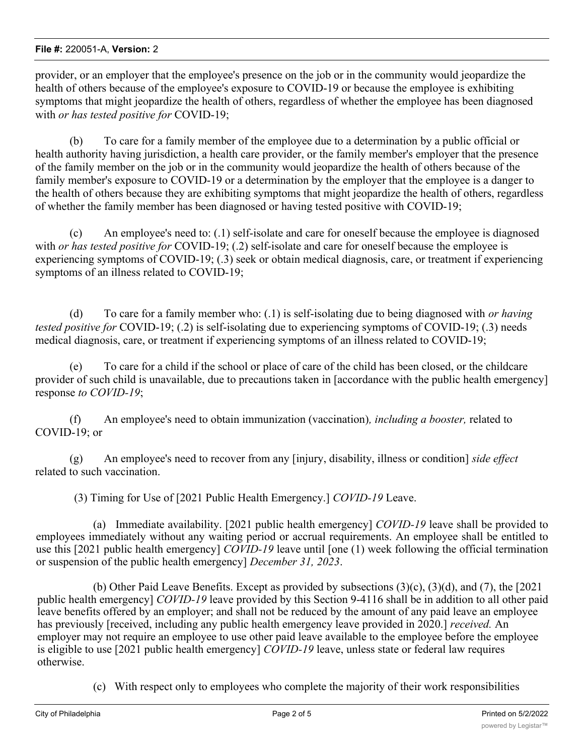provider, or an employer that the employee's presence on the job or in the community would jeopardize the health of others because of the employee's exposure to COVID-19 or because the employee is exhibiting symptoms that might jeopardize the health of others, regardless of whether the employee has been diagnosed with *or has tested positive for* COVID-19;

(b) To care for a family member of the employee due to a determination by a public official or health authority having jurisdiction, a health care provider, or the family member's employer that the presence of the family member on the job or in the community would jeopardize the health of others because of the family member's exposure to COVID-19 or a determination by the employer that the employee is a danger to the health of others because they are exhibiting symptoms that might jeopardize the health of others, regardless of whether the family member has been diagnosed or having tested positive with COVID-19;

(c) An employee's need to: (.1) self-isolate and care for oneself because the employee is diagnosed with *or has tested positive for* COVID-19; (.2) self-isolate and care for oneself because the employee is experiencing symptoms of COVID-19; (.3) seek or obtain medical diagnosis, care, or treatment if experiencing symptoms of an illness related to COVID-19;

(d) To care for a family member who: (.1) is self-isolating due to being diagnosed with *or having tested positive for* COVID-19; (.2) is self-isolating due to experiencing symptoms of COVID-19; (.3) needs medical diagnosis, care, or treatment if experiencing symptoms of an illness related to COVID-19;

(e) To care for a child if the school or place of care of the child has been closed, or the childcare provider of such child is unavailable, due to precautions taken in [accordance with the public health emergency] response *to COVID-19*;

(f) An employee's need to obtain immunization (vaccination)*, including a booster,* related to COVID-19; or

(g) An employee's need to recover from any [injury, disability, illness or condition] *side effect* related to such vaccination.

(3) Timing for Use of [2021 Public Health Emergency.] *COVID-19* Leave.

(a) Immediate availability. [2021 public health emergency] *COVID-19* leave shall be provided to employees immediately without any waiting period or accrual requirements. An employee shall be entitled to use this [2021 public health emergency] *COVID-19* leave until [one (1) week following the official termination or suspension of the public health emergency] *December 31, 2023*.

(b) Other Paid Leave Benefits. Except as provided by subsections (3)(c), (3)(d), and (7), the [2021 public health emergency] *COVID-19* leave provided by this Section 9-4116 shall be in addition to all other paid leave benefits offered by an employer; and shall not be reduced by the amount of any paid leave an employee has previously [received, including any public health emergency leave provided in 2020.] *received.* An employer may not require an employee to use other paid leave available to the employee before the employee is eligible to use [2021 public health emergency] *COVID-19* leave, unless state or federal law requires otherwise.

(c) With respect only to employees who complete the majority of their work responsibilities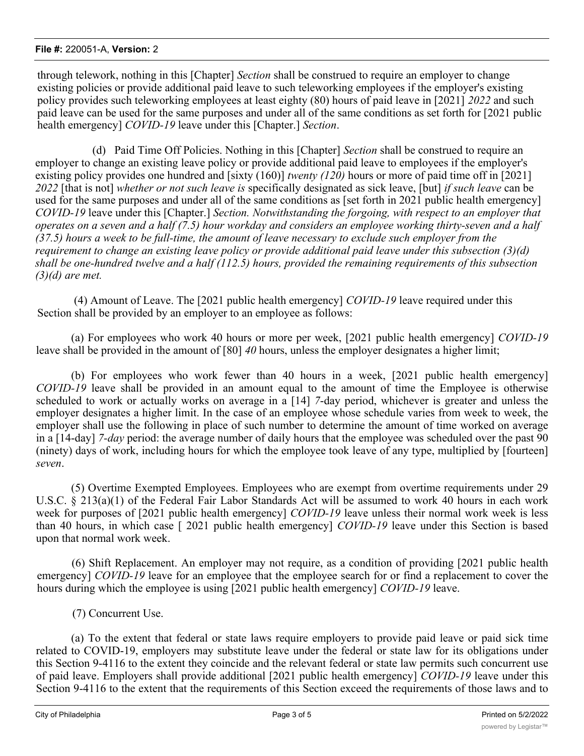through telework, nothing in this [Chapter] *Section* shall be construed to require an employer to change existing policies or provide additional paid leave to such teleworking employees if the employer's existing policy provides such teleworking employees at least eighty (80) hours of paid leave in [2021] *2022* and such paid leave can be used for the same purposes and under all of the same conditions as set forth for [2021 public health emergency] *COVID-19* leave under this [Chapter.] *Section*.

(d) Paid Time Off Policies. Nothing in this [Chapter] *Section* shall be construed to require an employer to change an existing leave policy or provide additional paid leave to employees if the employer's existing policy provides one hundred and [sixty (160)] *twenty (120)* hours or more of paid time off in [2021] *2022* [that is not] *whether or not such leave is* specifically designated as sick leave, [but] *if such leave* can be used for the same purposes and under all of the same conditions as [set forth in 2021 public health emergency] *COVID-19* leave under this [Chapter.] *Section. Notwithstanding the forgoing, with respect to an employer that operates on a seven and a half (7.5) hour workday and considers an employee working thirty-seven and a half (37.5) hours a week to be full-time, the amount of leave necessary to exclude such employer from the requirement to change an existing leave policy or provide additional paid leave under this subsection (3)(d) shall be one-hundred twelve and a half (112.5) hours, provided the remaining requirements of this subsection (3)(d) are met.*

(4) Amount of Leave. The [2021 public health emergency] *COVID-19* leave required under this Section shall be provided by an employer to an employee as follows:

(a) For employees who work 40 hours or more per week, [2021 public health emergency] *COVID-19* leave shall be provided in the amount of [80] *40* hours, unless the employer designates a higher limit;

(b) For employees who work fewer than 40 hours in a week, [2021 public health emergency] *COVID-19* leave shall be provided in an amount equal to the amount of time the Employee is otherwise scheduled to work or actually works on average in a [14] *7*-day period, whichever is greater and unless the employer designates a higher limit. In the case of an employee whose schedule varies from week to week, the employer shall use the following in place of such number to determine the amount of time worked on average in a [14-day] *7-day* period: the average number of daily hours that the employee was scheduled over the past 90 (ninety) days of work, including hours for which the employee took leave of any type, multiplied by [fourteen] *seven*.

(5) Overtime Exempted Employees. Employees who are exempt from overtime requirements under 29 U.S.C. § 213(a)(1) of the Federal Fair Labor Standards Act will be assumed to work 40 hours in each work week for purposes of [2021 public health emergency] *COVID-19* leave unless their normal work week is less than 40 hours, in which case [ 2021 public health emergency] *COVID-19* leave under this Section is based upon that normal work week.

(6) Shift Replacement. An employer may not require, as a condition of providing [2021 public health emergency] *COVID-19* leave for an employee that the employee search for or find a replacement to cover the hours during which the employee is using [2021 public health emergency] *COVID-19* leave.

(7) Concurrent Use.

(a) To the extent that federal or state laws require employers to provide paid leave or paid sick time related to COVID-19, employers may substitute leave under the federal or state law for its obligations under this Section 9-4116 to the extent they coincide and the relevant federal or state law permits such concurrent use of paid leave. Employers shall provide additional [2021 public health emergency] *COVID-19* leave under this Section 9-4116 to the extent that the requirements of this Section exceed the requirements of those laws and to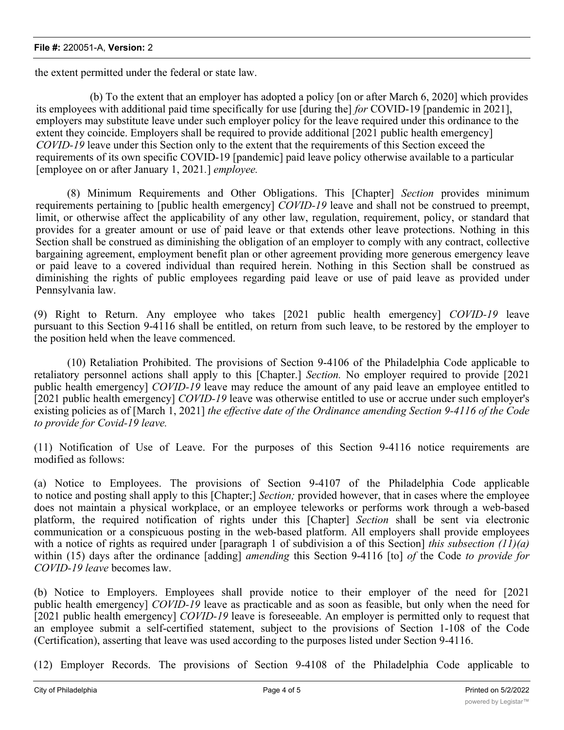the extent permitted under the federal or state law.

(b) To the extent that an employer has adopted a policy [on or after March 6, 2020] which provides its employees with additional paid time specifically for use [during the] *for* COVID-19 [pandemic in 2021], employers may substitute leave under such employer policy for the leave required under this ordinance to the extent they coincide. Employers shall be required to provide additional [2021 public health emergency] *COVID-19* leave under this Section only to the extent that the requirements of this Section exceed the requirements of its own specific COVID-19 [pandemic] paid leave policy otherwise available to a particular [employee on or after January 1, 2021.] *employee.*

(8) Minimum Requirements and Other Obligations. This [Chapter] *Section* provides minimum requirements pertaining to [public health emergency] *COVID-19* leave and shall not be construed to preempt, limit, or otherwise affect the applicability of any other law, regulation, requirement, policy, or standard that provides for a greater amount or use of paid leave or that extends other leave protections. Nothing in this Section shall be construed as diminishing the obligation of an employer to comply with any contract, collective bargaining agreement, employment benefit plan or other agreement providing more generous emergency leave or paid leave to a covered individual than required herein. Nothing in this Section shall be construed as diminishing the rights of public employees regarding paid leave or use of paid leave as provided under Pennsylvania law.

(9) Right to Return. Any employee who takes [2021 public health emergency] *COVID-19* leave pursuant to this Section 9-4116 shall be entitled, on return from such leave, to be restored by the employer to the position held when the leave commenced.

(10) Retaliation Prohibited. The provisions of Section 9-4106 of the Philadelphia Code applicable to retaliatory personnel actions shall apply to this [Chapter.] *Section.* No employer required to provide [2021 public health emergency] *COVID-19* leave may reduce the amount of any paid leave an employee entitled to [2021 public health emergency] *COVID-19* leave was otherwise entitled to use or accrue under such employer's existing policies as of [March 1, 2021] *the effective date of the Ordinance amending Section 9-4116 of the Code to provide for Covid-19 leave.*

(11) Notification of Use of Leave. For the purposes of this Section 9-4116 notice requirements are modified as follows:

(a) Notice to Employees. The provisions of Section 9-4107 of the Philadelphia Code applicable to notice and posting shall apply to this [Chapter;] *Section;* provided however, that in cases where the employee does not maintain a physical workplace, or an employee teleworks or performs work through a web-based platform, the required notification of rights under this [Chapter] *Section* shall be sent via electronic communication or a conspicuous posting in the web-based platform. All employers shall provide employees with a notice of rights as required under [paragraph 1 of subdivision a of this Section] *this subsection (11)(a)* within (15) days after the ordinance [adding] *amending* this Section 9-4116 [to] *of* the Code *to provide for COVID-19 leave* becomes law.

(b) Notice to Employers. Employees shall provide notice to their employer of the need for [2021 public health emergency] *COVID-19* leave as practicable and as soon as feasible, but only when the need for [2021 public health emergency] *COVID-19* leave is foreseeable. An employer is permitted only to request that an employee submit a self-certified statement, subject to the provisions of Section 1-108 of the Code (Certification), asserting that leave was used according to the purposes listed under Section 9-4116.

(12) Employer Records. The provisions of Section 9-4108 of the Philadelphia Code applicable to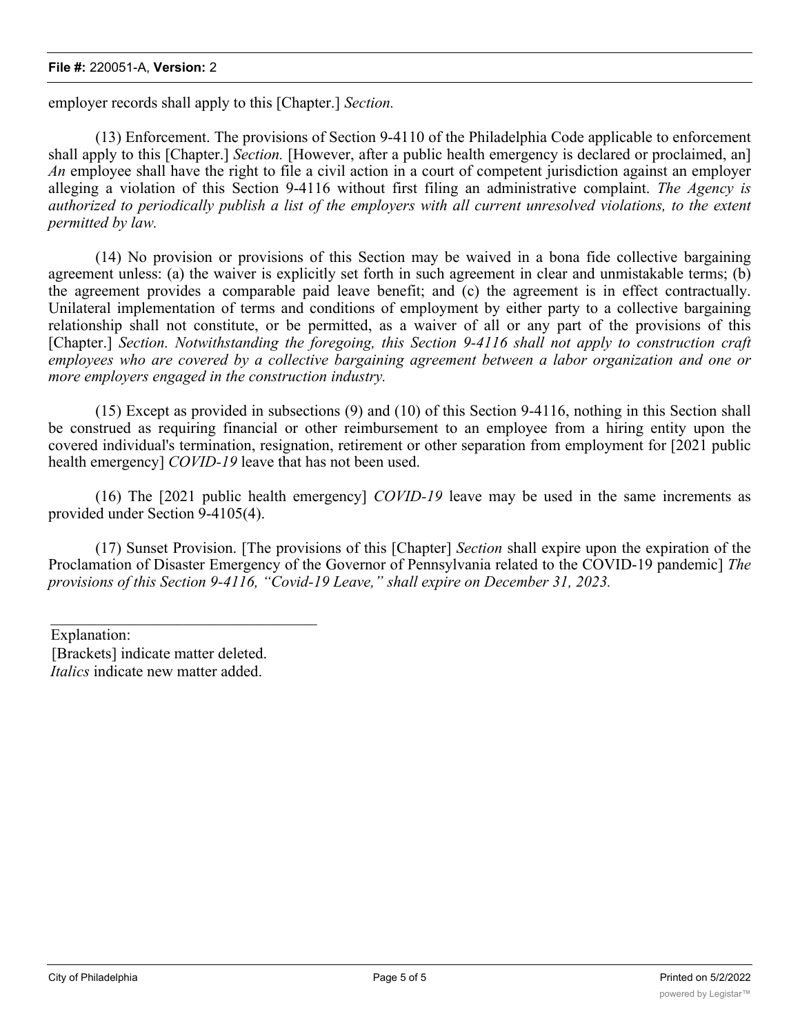employer records shall apply to this [Chapter.] *Section.*

(13) Enforcement. The provisions of Section 9-4110 of the Philadelphia Code applicable to enforcement shall apply to this [Chapter.] *Section.* [However, after a public health emergency is declared or proclaimed, an] *An* employee shall have the right to file a civil action in a court of competent jurisdiction against an employer alleging a violation of this Section 9-4116 without first filing an administrative complaint. *The Agency is authorized to periodically publish a list of the employers with all current unresolved violations, to the extent permitted by law.*

(14) No provision or provisions of this Section may be waived in a bona fide collective bargaining agreement unless: (a) the waiver is explicitly set forth in such agreement in clear and unmistakable terms; (b) the agreement provides a comparable paid leave benefit; and (c) the agreement is in effect contractually. Unilateral implementation of terms and conditions of employment by either party to a collective bargaining relationship shall not constitute, or be permitted, as a waiver of all or any part of the provisions of this [Chapter.] *Section. Notwithstanding the foregoing, this Section 9-4116 shall not apply to construction craft employees who are covered by a collective bargaining agreement between a labor organization and one or more employers engaged in the construction industry.*

(15) Except as provided in subsections (9) and (10) of this Section 9-4116, nothing in this Section shall be construed as requiring financial or other reimbursement to an employee from a hiring entity upon the covered individual's termination, resignation, retirement or other separation from employment for [2021 public health emergency] *COVID-19* leave that has not been used.

(16) The [2021 public health emergency] *COVID-19* leave may be used in the same increments as provided under Section 9-4105(4).

(17) Sunset Provision. [The provisions of this [Chapter] *Section* shall expire upon the expiration of the Proclamation of Disaster Emergency of the Governor of Pennsylvania related to the COVID-19 pandemic] *The provisions of this Section 9-4116, "Covid-19 Leave," shall expire on December 31, 2023.*

---

Explanation:
[Brackets] indicate matter deleted.
*Italics* indicate new matter added.